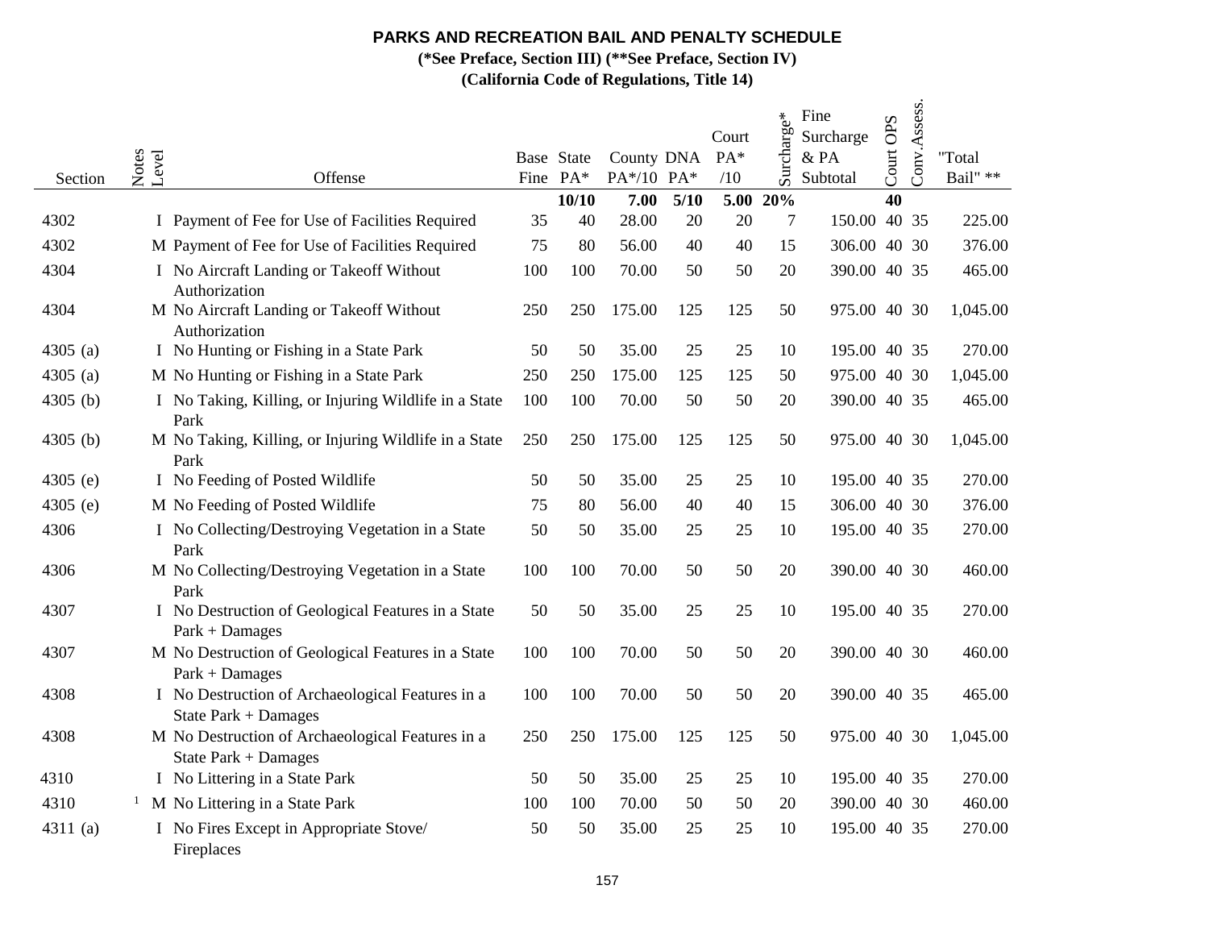**PARKS AND RECREATION BAIL AND PENALTY SCHEDULE**

**(*See Preface, Section III) (**See Preface, Section IV)**

**(California Code of Regulations, Title 14)**

| Section | Notes | Level | Offense | Base Fine | State PA* | County PA*/10 | DNA PA* | Court PA* /10 | Surcharge* | Fine Surcharge & PA Subtotal | Court OPS | Conv.Assess. | "Total Bail" ** |
|---|---|---|---|---|---|---|---|---|---|---|---|---|---|
| | | | | | **10/10** | **7.00** | **5/10** | **5.00** | **20%** | | **40** | | |
| 4302 | | I | Payment of Fee for Use of Facilities Required | 35 | 40 | 28.00 | 20 | 20 | 7 | 150.00 | 40 | 35 | 225.00 |
| 4302 | | M | Payment of Fee for Use of Facilities Required | 75 | 80 | 56.00 | 40 | 40 | 15 | 306.00 | 40 | 30 | 376.00 |
| 4304 | | I | No Aircraft Landing or Takeoff Without Authorization | 100 | 100 | 70.00 | 50 | 50 | 20 | 390.00 | 40 | 35 | 465.00 |
| 4304 | | M | No Aircraft Landing or Takeoff Without Authorization | 250 | 250 | 175.00 | 125 | 125 | 50 | 975.00 | 40 | 30 | 1,045.00 |
| 4305 (a) | | I | No Hunting or Fishing in a State Park | 50 | 50 | 35.00 | 25 | 25 | 10 | 195.00 | 40 | 35 | 270.00 |
| 4305 (a) | | M | No Hunting or Fishing in a State Park | 250 | 250 | 175.00 | 125 | 125 | 50 | 975.00 | 40 | 30 | 1,045.00 |
| 4305 (b) | | I | No Taking, Killing, or Injuring Wildlife in a State Park | 100 | 100 | 70.00 | 50 | 50 | 20 | 390.00 | 40 | 35 | 465.00 |
| 4305 (b) | | M | No Taking, Killing, or Injuring Wildlife in a State Park | 250 | 250 | 175.00 | 125 | 125 | 50 | 975.00 | 40 | 30 | 1,045.00 |
| 4305 (e) | | I | No Feeding of Posted Wildlife | 50 | 50 | 35.00 | 25 | 25 | 10 | 195.00 | 40 | 35 | 270.00 |
| 4305 (e) | | M | No Feeding of Posted Wildlife | 75 | 80 | 56.00 | 40 | 40 | 15 | 306.00 | 40 | 30 | 376.00 |
| 4306 | | I | No Collecting/Destroying Vegetation in a State Park | 50 | 50 | 35.00 | 25 | 25 | 10 | 195.00 | 40 | 35 | 270.00 |
| 4306 | | M | No Collecting/Destroying Vegetation in a State Park | 100 | 100 | 70.00 | 50 | 50 | 20 | 390.00 | 40 | 30 | 460.00 |
| 4307 | | I | No Destruction of Geological Features in a State Park + Damages | 50 | 50 | 35.00 | 25 | 25 | 10 | 195.00 | 40 | 35 | 270.00 |
| 4307 | | M | No Destruction of Geological Features in a State Park + Damages | 100 | 100 | 70.00 | 50 | 50 | 20 | 390.00 | 40 | 30 | 460.00 |
| 4308 | | I | No Destruction of Archaeological Features in a State Park + Damages | 100 | 100 | 70.00 | 50 | 50 | 20 | 390.00 | 40 | 35 | 465.00 |
| 4308 | | M | No Destruction of Archaeological Features in a State Park + Damages | 250 | 250 | 175.00 | 125 | 125 | 50 | 975.00 | 40 | 30 | 1,045.00 |
| 4310 | | I | No Littering in a State Park | 50 | 50 | 35.00 | 25 | 25 | 10 | 195.00 | 40 | 35 | 270.00 |
| 4310 | 1 | M | No Littering in a State Park | 100 | 100 | 70.00 | 50 | 50 | 20 | 390.00 | 40 | 30 | 460.00 |
| 4311 (a) | | I | No Fires Except in Appropriate Stove/ Fireplaces | 50 | 50 | 35.00 | 25 | 25 | 10 | 195.00 | 40 | 35 | 270.00 |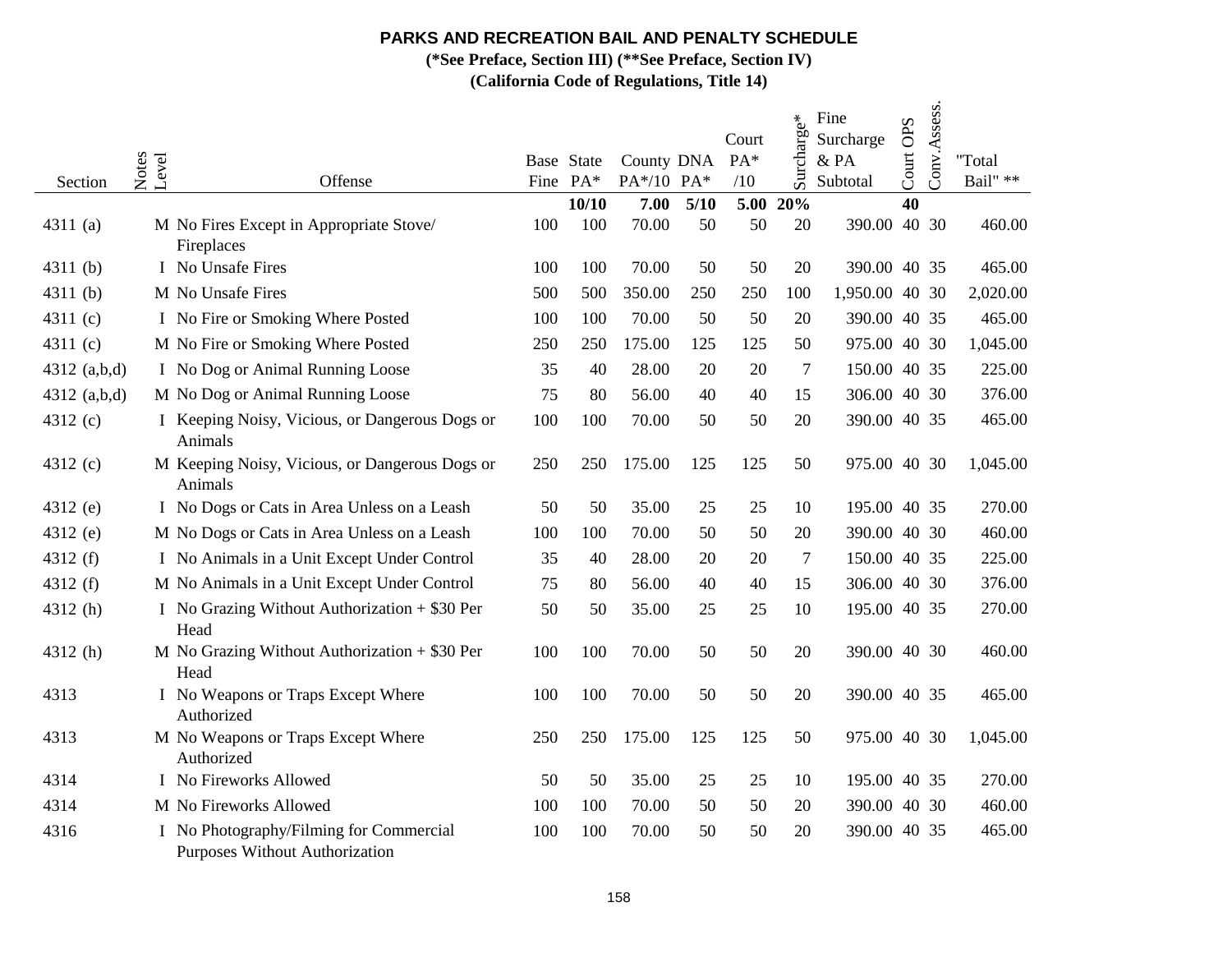**PARKS AND RECREATION BAIL AND PENALTY SCHEDULE**

**(*See Preface, Section III) (**See Preface, Section IV)**

**(California Code of Regulations, Title 14)**

| Section | Notes | Level | Offense | Base Fine | State PA* | County PA*/10 | DNA PA* | Court PA* /10 | Surcharge* | Fine Surcharge & PA Subtotal | Court OPS | Conv.Assess. | "Total Bail" ** |
|---|---|---|---|---|---|---|---|---|---|---|---|---|---|
| | | | | | **10/10** | **7.00** | **5/10** | **5.00** | **20%** | | **40** | | |
| 4311 (a) | | M | No Fires Except in Appropriate Stove/ Fireplaces | 100 | 100 | 70.00 | 50 | 50 | 20 | 390.00 | 40 | 30 | 460.00 |
| 4311 (b) | | I | No Unsafe Fires | 100 | 100 | 70.00 | 50 | 50 | 20 | 390.00 | 40 | 35 | 465.00 |
| 4311 (b) | | M | No Unsafe Fires | 500 | 500 | 350.00 | 250 | 250 | 100 | 1,950.00 | 40 | 30 | 2,020.00 |
| 4311 (c) | | I | No Fire or Smoking Where Posted | 100 | 100 | 70.00 | 50 | 50 | 20 | 390.00 | 40 | 35 | 465.00 |
| 4311 (c) | | M | No Fire or Smoking Where Posted | 250 | 250 | 175.00 | 125 | 125 | 50 | 975.00 | 40 | 30 | 1,045.00 |
| 4312 (a,b,d) | | I | No Dog or Animal Running Loose | 35 | 40 | 28.00 | 20 | 20 | 7 | 150.00 | 40 | 35 | 225.00 |
| 4312 (a,b,d) | | M | No Dog or Animal Running Loose | 75 | 80 | 56.00 | 40 | 40 | 15 | 306.00 | 40 | 30 | 376.00 |
| 4312 (c) | | I | Keeping Noisy, Vicious, or Dangerous Dogs or Animals | 100 | 100 | 70.00 | 50 | 50 | 20 | 390.00 | 40 | 35 | 465.00 |
| 4312 (c) | | M | Keeping Noisy, Vicious, or Dangerous Dogs or Animals | 250 | 250 | 175.00 | 125 | 125 | 50 | 975.00 | 40 | 30 | 1,045.00 |
| 4312 (e) | | I | No Dogs or Cats in Area Unless on a Leash | 50 | 50 | 35.00 | 25 | 25 | 10 | 195.00 | 40 | 35 | 270.00 |
| 4312 (e) | | M | No Dogs or Cats in Area Unless on a Leash | 100 | 100 | 70.00 | 50 | 50 | 20 | 390.00 | 40 | 30 | 460.00 |
| 4312 (f) | | I | No Animals in a Unit Except Under Control | 35 | 40 | 28.00 | 20 | 20 | 7 | 150.00 | 40 | 35 | 225.00 |
| 4312 (f) | | M | No Animals in a Unit Except Under Control | 75 | 80 | 56.00 | 40 | 40 | 15 | 306.00 | 40 | 30 | 376.00 |
| 4312 (h) | | I | No Grazing Without Authorization + $30 Per Head | 50 | 50 | 35.00 | 25 | 25 | 10 | 195.00 | 40 | 35 | 270.00 |
| 4312 (h) | | M | No Grazing Without Authorization + $30 Per Head | 100 | 100 | 70.00 | 50 | 50 | 20 | 390.00 | 40 | 30 | 460.00 |
| 4313 | | I | No Weapons or Traps Except Where Authorized | 100 | 100 | 70.00 | 50 | 50 | 20 | 390.00 | 40 | 35 | 465.00 |
| 4313 | | M | No Weapons or Traps Except Where Authorized | 250 | 250 | 175.00 | 125 | 125 | 50 | 975.00 | 40 | 30 | 1,045.00 |
| 4314 | | I | No Fireworks Allowed | 50 | 50 | 35.00 | 25 | 25 | 10 | 195.00 | 40 | 35 | 270.00 |
| 4314 | | M | No Fireworks Allowed | 100 | 100 | 70.00 | 50 | 50 | 20 | 390.00 | 40 | 30 | 460.00 |
| 4316 | | I | No Photography/Filming for Commercial Purposes Without Authorization | 100 | 100 | 70.00 | 50 | 50 | 20 | 390.00 | 40 | 35 | 465.00 |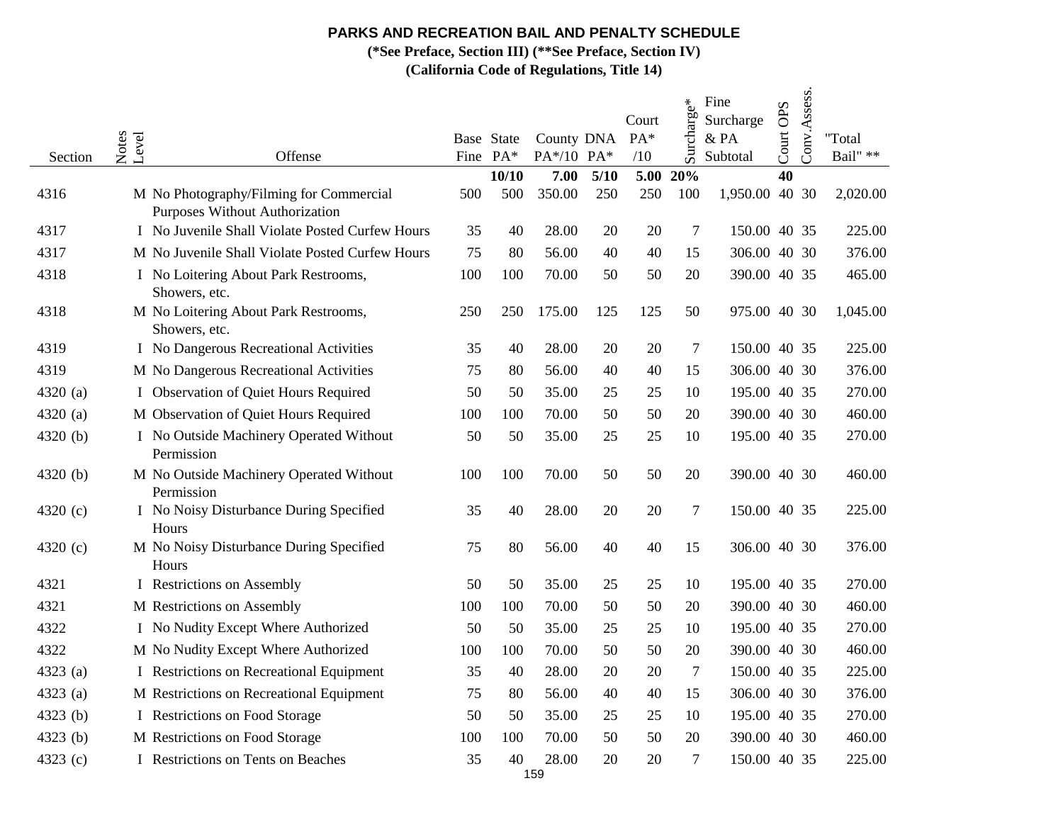# PARKS AND RECREATION BAIL AND PENALTY SCHEDULE

**(*See Preface, Section III) (**See Preface, Section IV)**

**(California Code of Regulations, Title 14)**

| Section | Notes | Level | Offense | Base Fine | State PA* | County PA*/10 | DNA PA* | Court PA* /10 | Surcharge* | Fine Surcharge & PA Subtotal | Court OPS | Conv.Assess. | "Total Bail" ** |
|---|---|---|---|---|---|---|---|---|---|---|---|---|---|
| | | | | | **10/10** | **7.00** | **5/10** | **5.00** | **20%** | | **40** | | |
| 4316 | | M | No Photography/Filming for Commercial Purposes Without Authorization | 500 | 500 | 350.00 | 250 | 250 | 100 | 1,950.00 | 40 | 30 | 2,020.00 |
| 4317 | | I | No Juvenile Shall Violate Posted Curfew Hours | 35 | 40 | 28.00 | 20 | 20 | 7 | 150.00 | 40 | 35 | 225.00 |
| 4317 | | M | No Juvenile Shall Violate Posted Curfew Hours | 75 | 80 | 56.00 | 40 | 40 | 15 | 306.00 | 40 | 30 | 376.00 |
| 4318 | | I | No Loitering About Park Restrooms, Showers, etc. | 100 | 100 | 70.00 | 50 | 50 | 20 | 390.00 | 40 | 35 | 465.00 |
| 4318 | | M | No Loitering About Park Restrooms, Showers, etc. | 250 | 250 | 175.00 | 125 | 125 | 50 | 975.00 | 40 | 30 | 1,045.00 |
| 4319 | | I | No Dangerous Recreational Activities | 35 | 40 | 28.00 | 20 | 20 | 7 | 150.00 | 40 | 35 | 225.00 |
| 4319 | | M | No Dangerous Recreational Activities | 75 | 80 | 56.00 | 40 | 40 | 15 | 306.00 | 40 | 30 | 376.00 |
| 4320 (a) | | I | Observation of Quiet Hours Required | 50 | 50 | 35.00 | 25 | 25 | 10 | 195.00 | 40 | 35 | 270.00 |
| 4320 (a) | | M | Observation of Quiet Hours Required | 100 | 100 | 70.00 | 50 | 50 | 20 | 390.00 | 40 | 30 | 460.00 |
| 4320 (b) | | I | No Outside Machinery Operated Without Permission | 50 | 50 | 35.00 | 25 | 25 | 10 | 195.00 | 40 | 35 | 270.00 |
| 4320 (b) | | M | No Outside Machinery Operated Without Permission | 100 | 100 | 70.00 | 50 | 50 | 20 | 390.00 | 40 | 30 | 460.00 |
| 4320 (c) | | I | No Noisy Disturbance During Specified Hours | 35 | 40 | 28.00 | 20 | 20 | 7 | 150.00 | 40 | 35 | 225.00 |
| 4320 (c) | | M | No Noisy Disturbance During Specified Hours | 75 | 80 | 56.00 | 40 | 40 | 15 | 306.00 | 40 | 30 | 376.00 |
| 4321 | | I | Restrictions on Assembly | 50 | 50 | 35.00 | 25 | 25 | 10 | 195.00 | 40 | 35 | 270.00 |
| 4321 | | M | Restrictions on Assembly | 100 | 100 | 70.00 | 50 | 50 | 20 | 390.00 | 40 | 30 | 460.00 |
| 4322 | | I | No Nudity Except Where Authorized | 50 | 50 | 35.00 | 25 | 25 | 10 | 195.00 | 40 | 35 | 270.00 |
| 4322 | | M | No Nudity Except Where Authorized | 100 | 100 | 70.00 | 50 | 50 | 20 | 390.00 | 40 | 30 | 460.00 |
| 4323 (a) | | I | Restrictions on Recreational Equipment | 35 | 40 | 28.00 | 20 | 20 | 7 | 150.00 | 40 | 35 | 225.00 |
| 4323 (a) | | M | Restrictions on Recreational Equipment | 75 | 80 | 56.00 | 40 | 40 | 15 | 306.00 | 40 | 30 | 376.00 |
| 4323 (b) | | I | Restrictions on Food Storage | 50 | 50 | 35.00 | 25 | 25 | 10 | 195.00 | 40 | 35 | 270.00 |
| 4323 (b) | | M | Restrictions on Food Storage | 100 | 100 | 70.00 | 50 | 50 | 20 | 390.00 | 40 | 30 | 460.00 |
| 4323 (c) | | I | Restrictions on Tents on Beaches | 35 | 40 | 28.00 | 20 | 20 | 7 | 150.00 | 40 | 35 | 225.00 |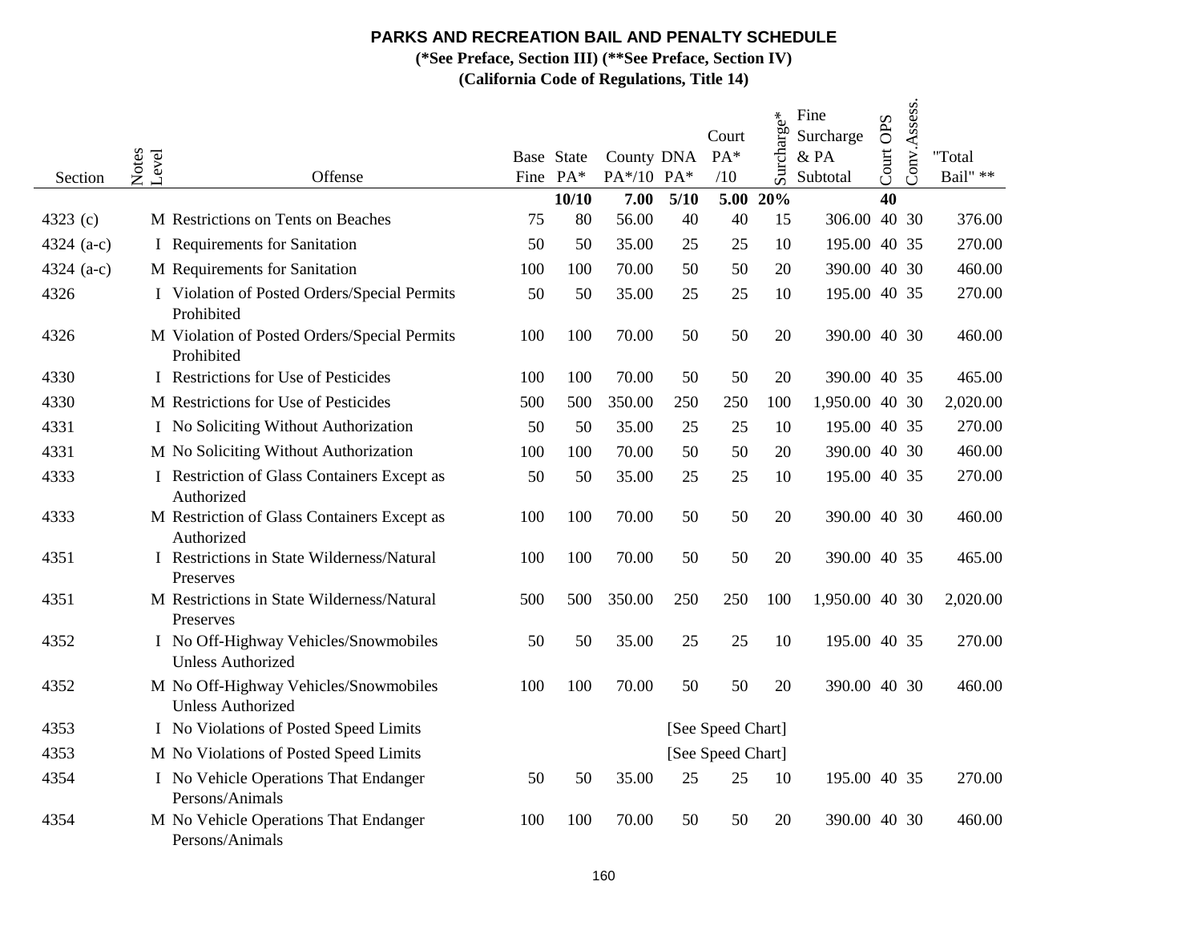# PARKS AND RECREATION BAIL AND PENALTY SCHEDULE

**(*See Preface, Section III) (**See Preface, Section IV)**

**(California Code of Regulations, Title 14)**

| Section | Notes | Level | Offense | Base Fine | State PA* | County PA*/10 | DNA PA* | Court PA* /10 | Surcharge* | Fine Surcharge & PA Subtotal | Court OPS | Conv.Assess. | "Total Bail" ** |
|---|---|---|---|---|---|---|---|---|---|---|---|---|---|
| | | | | | **10/10** | **7.00** | **5/10** | **5.00** | **20%** | | **40** | | |
| 4323 (c) | | M | Restrictions on Tents on Beaches | 75 | 80 | 56.00 | 40 | 40 | 15 | 306.00 | 40 | 30 | 376.00 |
| 4324 (a-c) | | I | Requirements for Sanitation | 50 | 50 | 35.00 | 25 | 25 | 10 | 195.00 | 40 | 35 | 270.00 |
| 4324 (a-c) | | M | Requirements for Sanitation | 100 | 100 | 70.00 | 50 | 50 | 20 | 390.00 | 40 | 30 | 460.00 |
| 4326 | | I | Violation of Posted Orders/Special Permits Prohibited | 50 | 50 | 35.00 | 25 | 25 | 10 | 195.00 | 40 | 35 | 270.00 |
| 4326 | | M | Violation of Posted Orders/Special Permits Prohibited | 100 | 100 | 70.00 | 50 | 50 | 20 | 390.00 | 40 | 30 | 460.00 |
| 4330 | | I | Restrictions for Use of Pesticides | 100 | 100 | 70.00 | 50 | 50 | 20 | 390.00 | 40 | 35 | 465.00 |
| 4330 | | M | Restrictions for Use of Pesticides | 500 | 500 | 350.00 | 250 | 250 | 100 | 1,950.00 | 40 | 30 | 2,020.00 |
| 4331 | | I | No Soliciting Without Authorization | 50 | 50 | 35.00 | 25 | 25 | 10 | 195.00 | 40 | 35 | 270.00 |
| 4331 | | M | No Soliciting Without Authorization | 100 | 100 | 70.00 | 50 | 50 | 20 | 390.00 | 40 | 30 | 460.00 |
| 4333 | | I | Restriction of Glass Containers Except as Authorized | 50 | 50 | 35.00 | 25 | 25 | 10 | 195.00 | 40 | 35 | 270.00 |
| 4333 | | M | Restriction of Glass Containers Except as Authorized | 100 | 100 | 70.00 | 50 | 50 | 20 | 390.00 | 40 | 30 | 460.00 |
| 4351 | | I | Restrictions in State Wilderness/Natural Preserves | 100 | 100 | 70.00 | 50 | 50 | 20 | 390.00 | 40 | 35 | 465.00 |
| 4351 | | M | Restrictions in State Wilderness/Natural Preserves | 500 | 500 | 350.00 | 250 | 250 | 100 | 1,950.00 | 40 | 30 | 2,020.00 |
| 4352 | | I | No Off-Highway Vehicles/Snowmobiles Unless Authorized | 50 | 50 | 35.00 | 25 | 25 | 10 | 195.00 | 40 | 35 | 270.00 |
| 4352 | | M | No Off-Highway Vehicles/Snowmobiles Unless Authorized | 100 | 100 | 70.00 | 50 | 50 | 20 | 390.00 | 40 | 30 | 460.00 |
| 4353 | | I | No Violations of Posted Speed Limits | | | | [See Speed Chart] | | | | | | |
| 4353 | | M | No Violations of Posted Speed Limits | | | | [See Speed Chart] | | | | | | |
| 4354 | | I | No Vehicle Operations That Endanger Persons/Animals | 50 | 50 | 35.00 | 25 | 25 | 10 | 195.00 | 40 | 35 | 270.00 |
| 4354 | | M | No Vehicle Operations That Endanger Persons/Animals | 100 | 100 | 70.00 | 50 | 50 | 20 | 390.00 | 40 | 30 | 460.00 |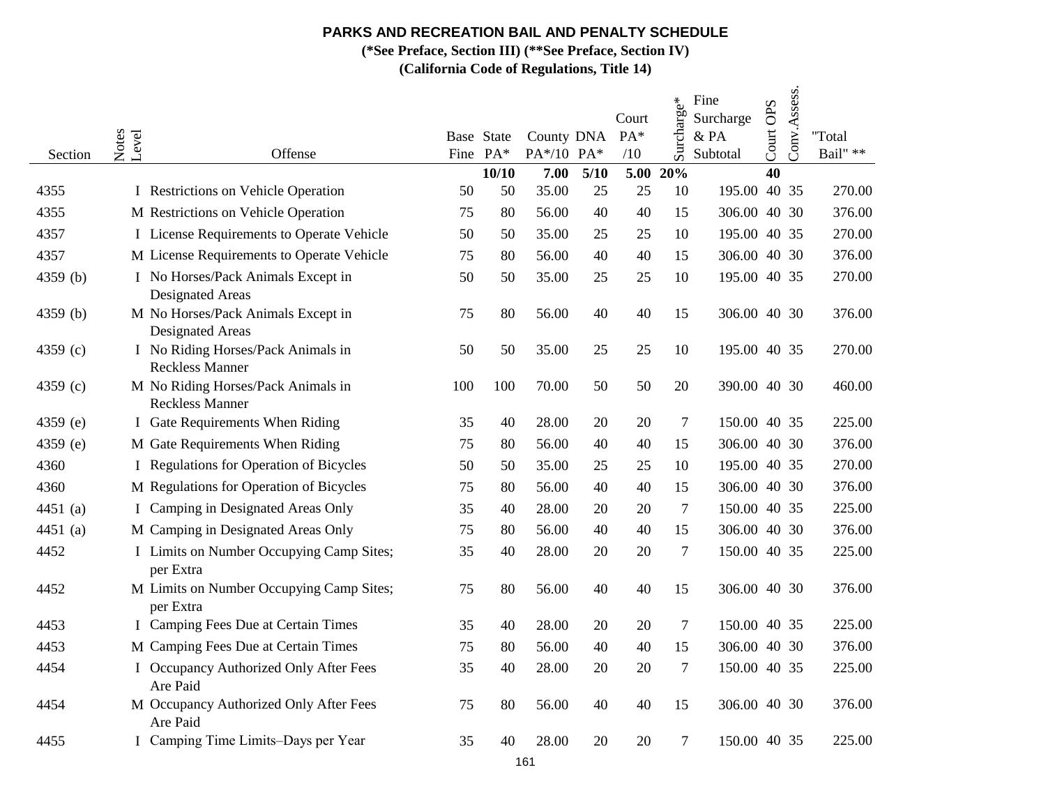# PARKS AND RECREATION BAIL AND PENALTY SCHEDULE

**(*See Preface, Section III) (**See Preface, Section IV)**

**(California Code of Regulations, Title 14)**

| Section | Notes | Level | Offense | Base Fine | State PA* | County PA*/10 | DNA PA* | Court PA* /10 | Surcharge* | Fine Surcharge & PA Subtotal | Court OPS | Conv.Assess. | "Total Bail" ** |
|---|---|---|---|---|---|---|---|---|---|---|---|---|---|
| | | | | | **10/10** | **7.00** | **5/10** | **5.00** | **20%** | | **40** | | |
| 4355 | | I | Restrictions on Vehicle Operation | 50 | 50 | 35.00 | 25 | 25 | 10 | 195.00 | 40 | 35 | 270.00 |
| 4355 | | M | Restrictions on Vehicle Operation | 75 | 80 | 56.00 | 40 | 40 | 15 | 306.00 | 40 | 30 | 376.00 |
| 4357 | | I | License Requirements to Operate Vehicle | 50 | 50 | 35.00 | 25 | 25 | 10 | 195.00 | 40 | 35 | 270.00 |
| 4357 | | M | License Requirements to Operate Vehicle | 75 | 80 | 56.00 | 40 | 40 | 15 | 306.00 | 40 | 30 | 376.00 |
| 4359 (b) | | I | No Horses/Pack Animals Except in Designated Areas | 50 | 50 | 35.00 | 25 | 25 | 10 | 195.00 | 40 | 35 | 270.00 |
| 4359 (b) | | M | No Horses/Pack Animals Except in Designated Areas | 75 | 80 | 56.00 | 40 | 40 | 15 | 306.00 | 40 | 30 | 376.00 |
| 4359 (c) | | I | No Riding Horses/Pack Animals in Reckless Manner | 50 | 50 | 35.00 | 25 | 25 | 10 | 195.00 | 40 | 35 | 270.00 |
| 4359 (c) | | M | No Riding Horses/Pack Animals in Reckless Manner | 100 | 100 | 70.00 | 50 | 50 | 20 | 390.00 | 40 | 30 | 460.00 |
| 4359 (e) | | I | Gate Requirements When Riding | 35 | 40 | 28.00 | 20 | 20 | 7 | 150.00 | 40 | 35 | 225.00 |
| 4359 (e) | | M | Gate Requirements When Riding | 75 | 80 | 56.00 | 40 | 40 | 15 | 306.00 | 40 | 30 | 376.00 |
| 4360 | | I | Regulations for Operation of Bicycles | 50 | 50 | 35.00 | 25 | 25 | 10 | 195.00 | 40 | 35 | 270.00 |
| 4360 | | M | Regulations for Operation of Bicycles | 75 | 80 | 56.00 | 40 | 40 | 15 | 306.00 | 40 | 30 | 376.00 |
| 4451 (a) | | I | Camping in Designated Areas Only | 35 | 40 | 28.00 | 20 | 20 | 7 | 150.00 | 40 | 35 | 225.00 |
| 4451 (a) | | M | Camping in Designated Areas Only | 75 | 80 | 56.00 | 40 | 40 | 15 | 306.00 | 40 | 30 | 376.00 |
| 4452 | | I | Limits on Number Occupying Camp Sites; per Extra | 35 | 40 | 28.00 | 20 | 20 | 7 | 150.00 | 40 | 35 | 225.00 |
| 4452 | | M | Limits on Number Occupying Camp Sites; per Extra | 75 | 80 | 56.00 | 40 | 40 | 15 | 306.00 | 40 | 30 | 376.00 |
| 4453 | | I | Camping Fees Due at Certain Times | 35 | 40 | 28.00 | 20 | 20 | 7 | 150.00 | 40 | 35 | 225.00 |
| 4453 | | M | Camping Fees Due at Certain Times | 75 | 80 | 56.00 | 40 | 40 | 15 | 306.00 | 40 | 30 | 376.00 |
| 4454 | | I | Occupancy Authorized Only After Fees Are Paid | 35 | 40 | 28.00 | 20 | 20 | 7 | 150.00 | 40 | 35 | 225.00 |
| 4454 | | M | Occupancy Authorized Only After Fees Are Paid | 75 | 80 | 56.00 | 40 | 40 | 15 | 306.00 | 40 | 30 | 376.00 |
| 4455 | | I | Camping Time Limits–Days per Year | 35 | 40 | 28.00 | 20 | 20 | 7 | 150.00 | 40 | 35 | 225.00 |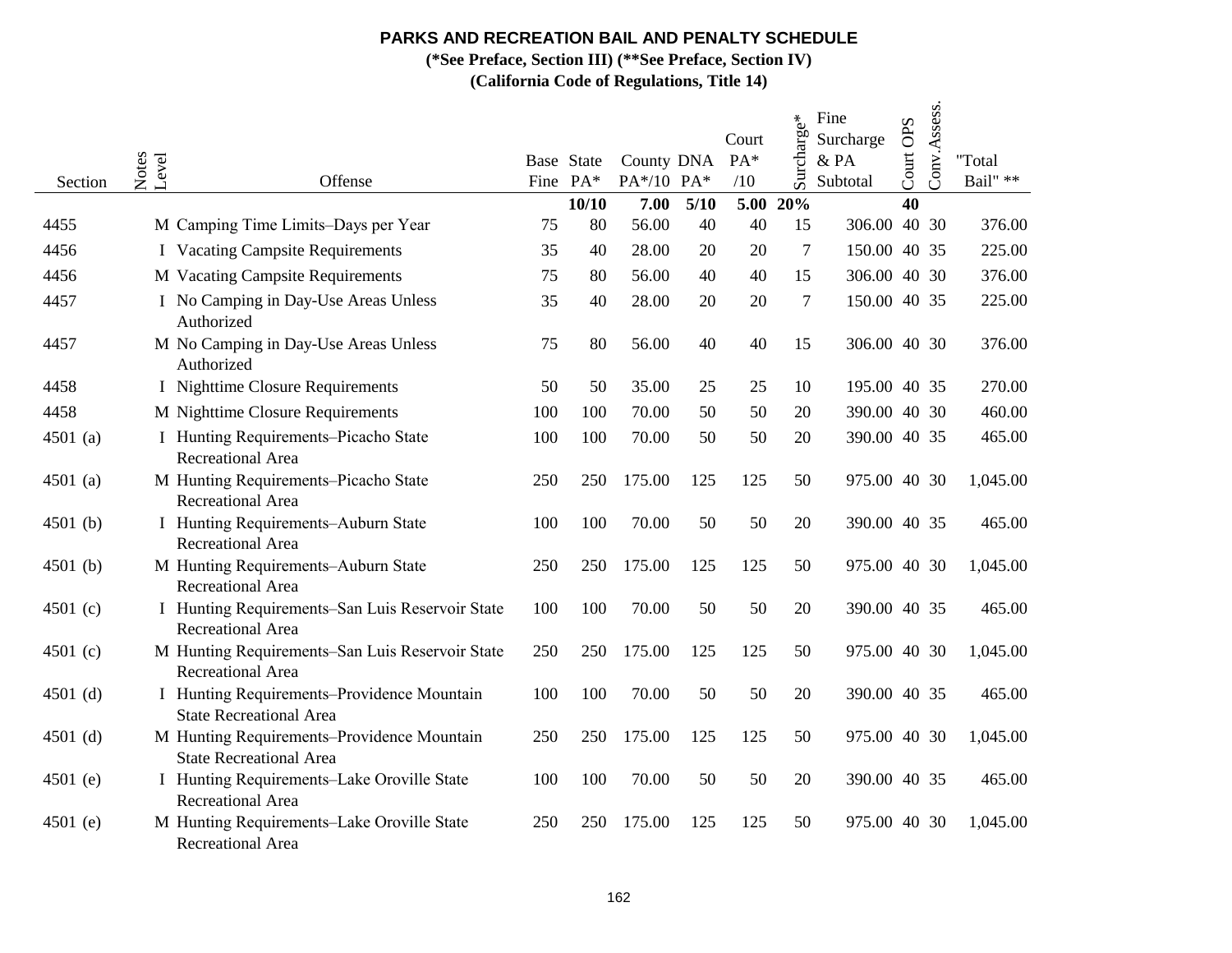# PARKS AND RECREATION BAIL AND PENALTY SCHEDULE

**(*See Preface, Section III) (**See Preface, Section IV)**

**(California Code of Regulations, Title 14)**

| Section | Notes | Level | Offense | Base Fine | State PA* | County PA*/10 | DNA PA* | Court PA* /10 | Surcharge* | Fine Surcharge & PA Subtotal | Court OPS | Conv. Assess. | "Total Bail" ** |
|---|---|---|---|---|---|---|---|---|---|---|---|---|---|
| | | | | | **10/10** | **7.00** | **5/10** | **5.00** | **20%** | | **40** | | |
| 4455 | | M | Camping Time Limits–Days per Year | 75 | 80 | 56.00 | 40 | 40 | 15 | 306.00 | 40 | 30 | 376.00 |
| 4456 | | I | Vacating Campsite Requirements | 35 | 40 | 28.00 | 20 | 20 | 7 | 150.00 | 40 | 35 | 225.00 |
| 4456 | | M | Vacating Campsite Requirements | 75 | 80 | 56.00 | 40 | 40 | 15 | 306.00 | 40 | 30 | 376.00 |
| 4457 | | I | No Camping in Day-Use Areas Unless Authorized | 35 | 40 | 28.00 | 20 | 20 | 7 | 150.00 | 40 | 35 | 225.00 |
| 4457 | | M | No Camping in Day-Use Areas Unless Authorized | 75 | 80 | 56.00 | 40 | 40 | 15 | 306.00 | 40 | 30 | 376.00 |
| 4458 | | I | Nighttime Closure Requirements | 50 | 50 | 35.00 | 25 | 25 | 10 | 195.00 | 40 | 35 | 270.00 |
| 4458 | | M | Nighttime Closure Requirements | 100 | 100 | 70.00 | 50 | 50 | 20 | 390.00 | 40 | 30 | 460.00 |
| 4501 (a) | | I | Hunting Requirements–Picacho State Recreational Area | 100 | 100 | 70.00 | 50 | 50 | 20 | 390.00 | 40 | 35 | 465.00 |
| 4501 (a) | | M | Hunting Requirements–Picacho State Recreational Area | 250 | 250 | 175.00 | 125 | 125 | 50 | 975.00 | 40 | 30 | 1,045.00 |
| 4501 (b) | | I | Hunting Requirements–Auburn State Recreational Area | 100 | 100 | 70.00 | 50 | 50 | 20 | 390.00 | 40 | 35 | 465.00 |
| 4501 (b) | | M | Hunting Requirements–Auburn State Recreational Area | 250 | 250 | 175.00 | 125 | 125 | 50 | 975.00 | 40 | 30 | 1,045.00 |
| 4501 (c) | | I | Hunting Requirements–San Luis Reservoir State Recreational Area | 100 | 100 | 70.00 | 50 | 50 | 20 | 390.00 | 40 | 35 | 465.00 |
| 4501 (c) | | M | Hunting Requirements–San Luis Reservoir State Recreational Area | 250 | 250 | 175.00 | 125 | 125 | 50 | 975.00 | 40 | 30 | 1,045.00 |
| 4501 (d) | | I | Hunting Requirements–Providence Mountain State Recreational Area | 100 | 100 | 70.00 | 50 | 50 | 20 | 390.00 | 40 | 35 | 465.00 |
| 4501 (d) | | M | Hunting Requirements–Providence Mountain State Recreational Area | 250 | 250 | 175.00 | 125 | 125 | 50 | 975.00 | 40 | 30 | 1,045.00 |
| 4501 (e) | | I | Hunting Requirements–Lake Oroville State Recreational Area | 100 | 100 | 70.00 | 50 | 50 | 20 | 390.00 | 40 | 35 | 465.00 |
| 4501 (e) | | M | Hunting Requirements–Lake Oroville State Recreational Area | 250 | 250 | 175.00 | 125 | 125 | 50 | 975.00 | 40 | 30 | 1,045.00 |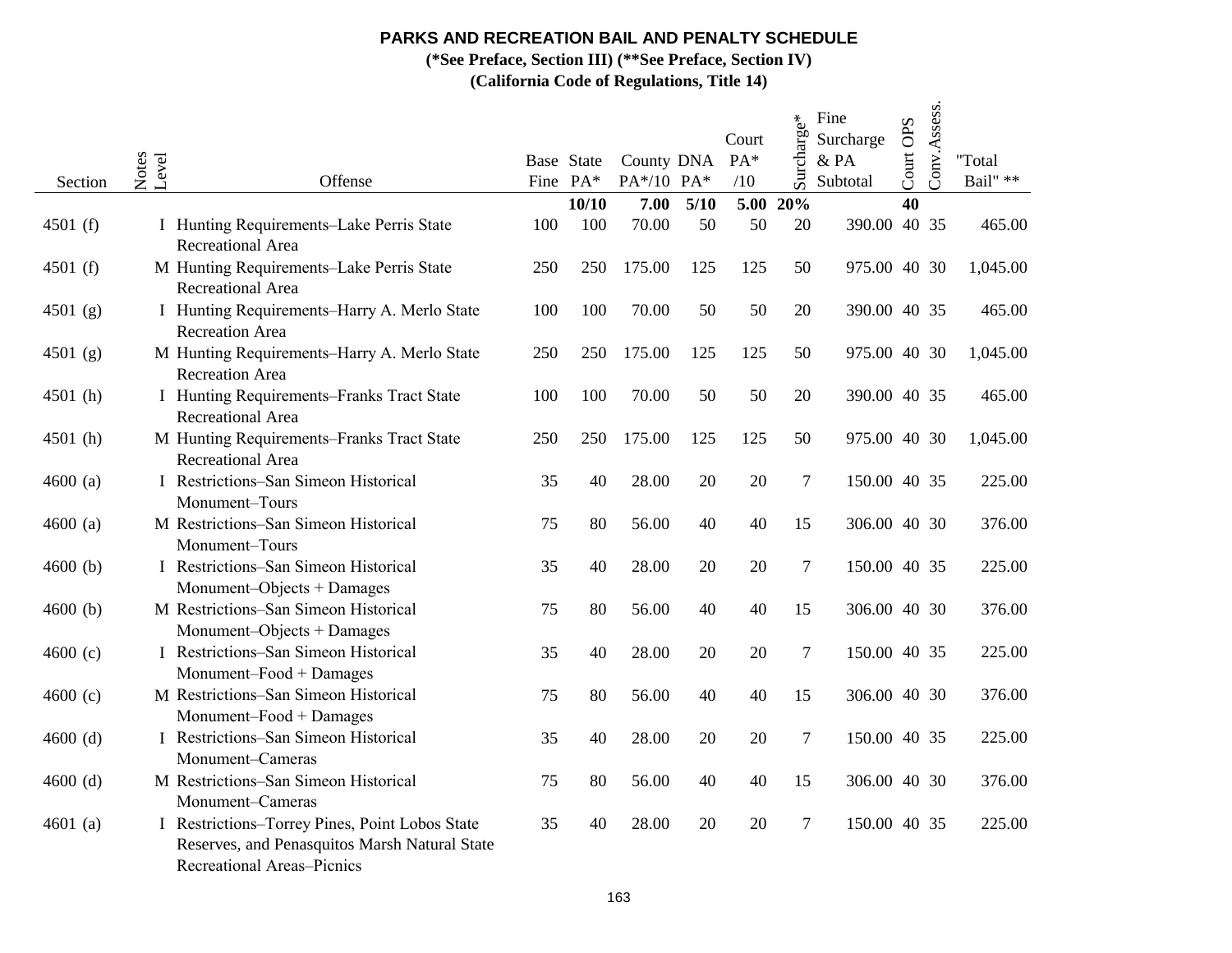# PARKS AND RECREATION BAIL AND PENALTY SCHEDULE

**(*See Preface, Section III) (**See Preface, Section IV)**

**(California Code of Regulations, Title 14)**

| Section | Notes | Level | Offense | Base Fine | State PA* | County PA*/10 | DNA PA* | Court PA* /10 | Surcharge* | Fine Surcharge & PA Subtotal | Court OPS | Conv.Assess. | "Total Bail" ** |
|---|---|---|---|---|---|---|---|---|---|---|---|---|---|
| | | | | | **10/10** | **7.00** | **5/10** | **5.00** | **20%** | | **40** | | |
| 4501 (f) | | I | Hunting Requirements–Lake Perris State Recreational Area | 100 | 100 | 70.00 | 50 | 50 | 20 | 390.00 | 40 | 35 | 465.00 |
| 4501 (f) | | M | Hunting Requirements–Lake Perris State Recreational Area | 250 | 250 | 175.00 | 125 | 125 | 50 | 975.00 | 40 | 30 | 1,045.00 |
| 4501 (g) | | I | Hunting Requirements–Harry A. Merlo State Recreation Area | 100 | 100 | 70.00 | 50 | 50 | 20 | 390.00 | 40 | 35 | 465.00 |
| 4501 (g) | | M | Hunting Requirements–Harry A. Merlo State Recreation Area | 250 | 250 | 175.00 | 125 | 125 | 50 | 975.00 | 40 | 30 | 1,045.00 |
| 4501 (h) | | I | Hunting Requirements–Franks Tract State Recreational Area | 100 | 100 | 70.00 | 50 | 50 | 20 | 390.00 | 40 | 35 | 465.00 |
| 4501 (h) | | M | Hunting Requirements–Franks Tract State Recreational Area | 250 | 250 | 175.00 | 125 | 125 | 50 | 975.00 | 40 | 30 | 1,045.00 |
| 4600 (a) | | I | Restrictions–San Simeon Historical Monument–Tours | 35 | 40 | 28.00 | 20 | 20 | 7 | 150.00 | 40 | 35 | 225.00 |
| 4600 (a) | | M | Restrictions–San Simeon Historical Monument–Tours | 75 | 80 | 56.00 | 40 | 40 | 15 | 306.00 | 40 | 30 | 376.00 |
| 4600 (b) | | I | Restrictions–San Simeon Historical Monument–Objects + Damages | 35 | 40 | 28.00 | 20 | 20 | 7 | 150.00 | 40 | 35 | 225.00 |
| 4600 (b) | | M | Restrictions–San Simeon Historical Monument–Objects + Damages | 75 | 80 | 56.00 | 40 | 40 | 15 | 306.00 | 40 | 30 | 376.00 |
| 4600 (c) | | I | Restrictions–San Simeon Historical Monument–Food + Damages | 35 | 40 | 28.00 | 20 | 20 | 7 | 150.00 | 40 | 35 | 225.00 |
| 4600 (c) | | M | Restrictions–San Simeon Historical Monument–Food + Damages | 75 | 80 | 56.00 | 40 | 40 | 15 | 306.00 | 40 | 30 | 376.00 |
| 4600 (d) | | I | Restrictions–San Simeon Historical Monument–Cameras | 35 | 40 | 28.00 | 20 | 20 | 7 | 150.00 | 40 | 35 | 225.00 |
| 4600 (d) | | M | Restrictions–San Simeon Historical Monument–Cameras | 75 | 80 | 56.00 | 40 | 40 | 15 | 306.00 | 40 | 30 | 376.00 |
| 4601 (a) | | I | Restrictions–Torrey Pines, Point Lobos State Reserves, and Penasquitos Marsh Natural State Recreational Areas–Picnics | 35 | 40 | 28.00 | 20 | 20 | 7 | 150.00 | 40 | 35 | 225.00 |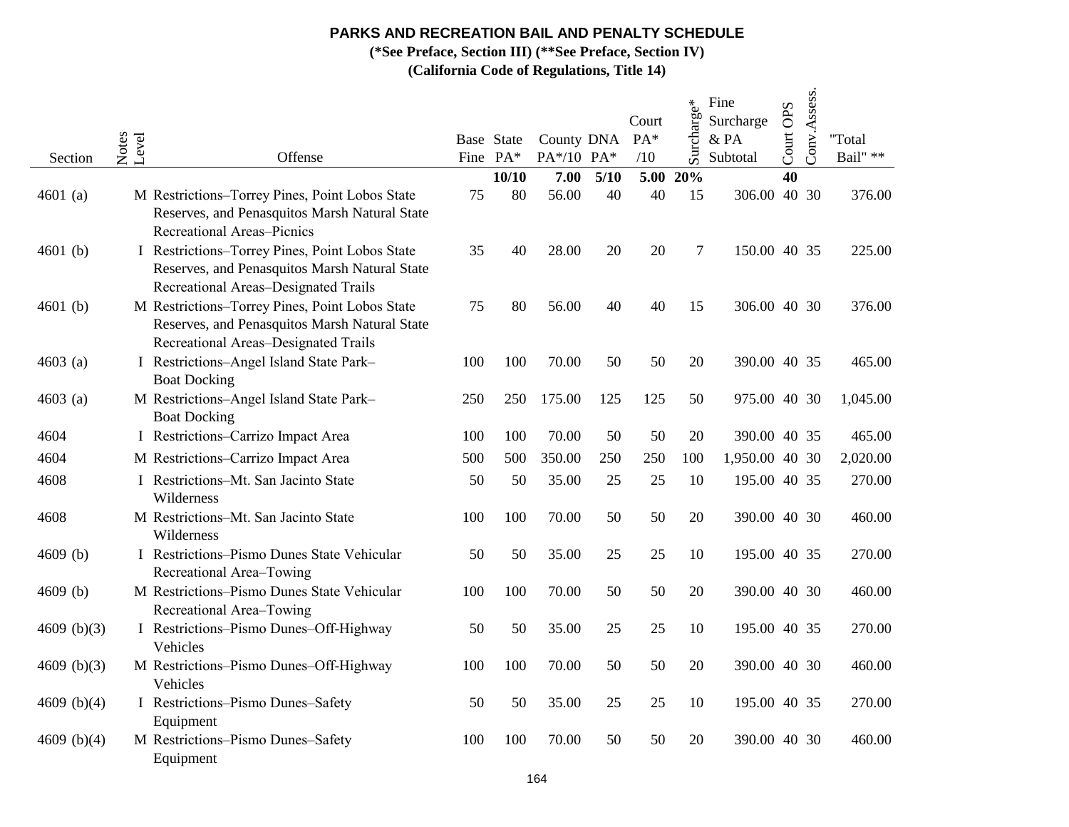# PARKS AND RECREATION BAIL AND PENALTY SCHEDULE

**(*See Preface, Section III) (**See Preface, Section IV)**

**(California Code of Regulations, Title 14)**

| Section | Notes | Level | Offense | Base Fine | State PA* | County PA*/10 | DNA PA* | Court PA* /10 | Surcharge* | Fine Surcharge & PA Subtotal | Court OPS | Conv. Assess. | "Total Bail" ** |
|---|---|---|---|---|---|---|---|---|---|---|---|---|---|
| | | | | | **10/10** | **7.00** | **5/10** | **5.00** | **20%** | | **40** | | |
| 4601 (a) | | M | Restrictions–Torrey Pines, Point Lobos State Reserves, and Penasquitos Marsh Natural State Recreational Areas–Picnics | 75 | 80 | 56.00 | 40 | 40 | 15 | 306.00 | 40 | 30 | 376.00 |
| 4601 (b) | | I | Restrictions–Torrey Pines, Point Lobos State Reserves, and Penasquitos Marsh Natural State Recreational Areas–Designated Trails | 35 | 40 | 28.00 | 20 | 20 | 7 | 150.00 | 40 | 35 | 225.00 |
| 4601 (b) | | M | Restrictions–Torrey Pines, Point Lobos State Reserves, and Penasquitos Marsh Natural State Recreational Areas–Designated Trails | 75 | 80 | 56.00 | 40 | 40 | 15 | 306.00 | 40 | 30 | 376.00 |
| 4603 (a) | | I | Restrictions–Angel Island State Park–Boat Docking | 100 | 100 | 70.00 | 50 | 50 | 20 | 390.00 | 40 | 35 | 465.00 |
| 4603 (a) | | M | Restrictions–Angel Island State Park–Boat Docking | 250 | 250 | 175.00 | 125 | 125 | 50 | 975.00 | 40 | 30 | 1,045.00 |
| 4604 | | I | Restrictions–Carrizo Impact Area | 100 | 100 | 70.00 | 50 | 50 | 20 | 390.00 | 40 | 35 | 465.00 |
| 4604 | | M | Restrictions–Carrizo Impact Area | 500 | 500 | 350.00 | 250 | 250 | 100 | 1,950.00 | 40 | 30 | 2,020.00 |
| 4608 | | I | Restrictions–Mt. San Jacinto State Wilderness | 50 | 50 | 35.00 | 25 | 25 | 10 | 195.00 | 40 | 35 | 270.00 |
| 4608 | | M | Restrictions–Mt. San Jacinto State Wilderness | 100 | 100 | 70.00 | 50 | 50 | 20 | 390.00 | 40 | 30 | 460.00 |
| 4609 (b) | | I | Restrictions–Pismo Dunes State Vehicular Recreational Area–Towing | 50 | 50 | 35.00 | 25 | 25 | 10 | 195.00 | 40 | 35 | 270.00 |
| 4609 (b) | | M | Restrictions–Pismo Dunes State Vehicular Recreational Area–Towing | 100 | 100 | 70.00 | 50 | 50 | 20 | 390.00 | 40 | 30 | 460.00 |
| 4609 (b)(3) | | I | Restrictions–Pismo Dunes–Off-Highway Vehicles | 50 | 50 | 35.00 | 25 | 25 | 10 | 195.00 | 40 | 35 | 270.00 |
| 4609 (b)(3) | | M | Restrictions–Pismo Dunes–Off-Highway Vehicles | 100 | 100 | 70.00 | 50 | 50 | 20 | 390.00 | 40 | 30 | 460.00 |
| 4609 (b)(4) | | I | Restrictions–Pismo Dunes–Safety Equipment | 50 | 50 | 35.00 | 25 | 25 | 10 | 195.00 | 40 | 35 | 270.00 |
| 4609 (b)(4) | | M | Restrictions–Pismo Dunes–Safety Equipment | 100 | 100 | 70.00 | 50 | 50 | 20 | 390.00 | 40 | 30 | 460.00 |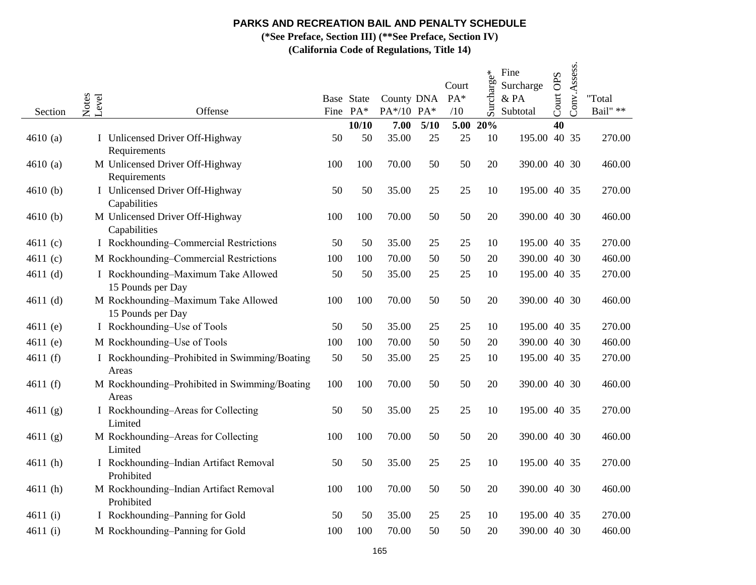# PARKS AND RECREATION BAIL AND PENALTY SCHEDULE

**(*See Preface, Section III) (**See Preface, Section IV)**

**(California Code of Regulations, Title 14)**

| Section | Notes | Level | Offense | Base Fine | State PA* | County PA*/10 | DNA PA* | Court PA* /10 | Surcharge* | Fine Surcharge & PA Subtotal | Court OPS | Conv.Assess. | "Total Bail" ** |
|---|---|---|---|---|---|---|---|---|---|---|---|---|---|
| | | | | | **10/10** | **7.00** | **5/10** | **5.00** | **20%** | | **40** | | |
| 4610 (a) | | I | Unlicensed Driver Off-Highway Requirements | 50 | 50 | 35.00 | 25 | 25 | 10 | 195.00 | 40 | 35 | 270.00 |
| 4610 (a) | | M | Unlicensed Driver Off-Highway Requirements | 100 | 100 | 70.00 | 50 | 50 | 20 | 390.00 | 40 | 30 | 460.00 |
| 4610 (b) | | I | Unlicensed Driver Off-Highway Capabilities | 50 | 50 | 35.00 | 25 | 25 | 10 | 195.00 | 40 | 35 | 270.00 |
| 4610 (b) | | M | Unlicensed Driver Off-Highway Capabilities | 100 | 100 | 70.00 | 50 | 50 | 20 | 390.00 | 40 | 30 | 460.00 |
| 4611 (c) | | I | Rockhounding–Commercial Restrictions | 50 | 50 | 35.00 | 25 | 25 | 10 | 195.00 | 40 | 35 | 270.00 |
| 4611 (c) | | M | Rockhounding–Commercial Restrictions | 100 | 100 | 70.00 | 50 | 50 | 20 | 390.00 | 40 | 30 | 460.00 |
| 4611 (d) | | I | Rockhounding–Maximum Take Allowed 15 Pounds per Day | 50 | 50 | 35.00 | 25 | 25 | 10 | 195.00 | 40 | 35 | 270.00 |
| 4611 (d) | | M | Rockhounding–Maximum Take Allowed 15 Pounds per Day | 100 | 100 | 70.00 | 50 | 50 | 20 | 390.00 | 40 | 30 | 460.00 |
| 4611 (e) | | I | Rockhounding–Use of Tools | 50 | 50 | 35.00 | 25 | 25 | 10 | 195.00 | 40 | 35 | 270.00 |
| 4611 (e) | | M | Rockhounding–Use of Tools | 100 | 100 | 70.00 | 50 | 50 | 20 | 390.00 | 40 | 30 | 460.00 |
| 4611 (f) | | I | Rockhounding–Prohibited in Swimming/Boating Areas | 50 | 50 | 35.00 | 25 | 25 | 10 | 195.00 | 40 | 35 | 270.00 |
| 4611 (f) | | M | Rockhounding–Prohibited in Swimming/Boating Areas | 100 | 100 | 70.00 | 50 | 50 | 20 | 390.00 | 40 | 30 | 460.00 |
| 4611 (g) | | I | Rockhounding–Areas for Collecting Limited | 50 | 50 | 35.00 | 25 | 25 | 10 | 195.00 | 40 | 35 | 270.00 |
| 4611 (g) | | M | Rockhounding–Areas for Collecting Limited | 100 | 100 | 70.00 | 50 | 50 | 20 | 390.00 | 40 | 30 | 460.00 |
| 4611 (h) | | I | Rockhounding–Indian Artifact Removal Prohibited | 50 | 50 | 35.00 | 25 | 25 | 10 | 195.00 | 40 | 35 | 270.00 |
| 4611 (h) | | M | Rockhounding–Indian Artifact Removal Prohibited | 100 | 100 | 70.00 | 50 | 50 | 20 | 390.00 | 40 | 30 | 460.00 |
| 4611 (i) | | I | Rockhounding–Panning for Gold | 50 | 50 | 35.00 | 25 | 25 | 10 | 195.00 | 40 | 35 | 270.00 |
| 4611 (i) | | M | Rockhounding–Panning for Gold | 100 | 100 | 70.00 | 50 | 50 | 20 | 390.00 | 40 | 30 | 460.00 |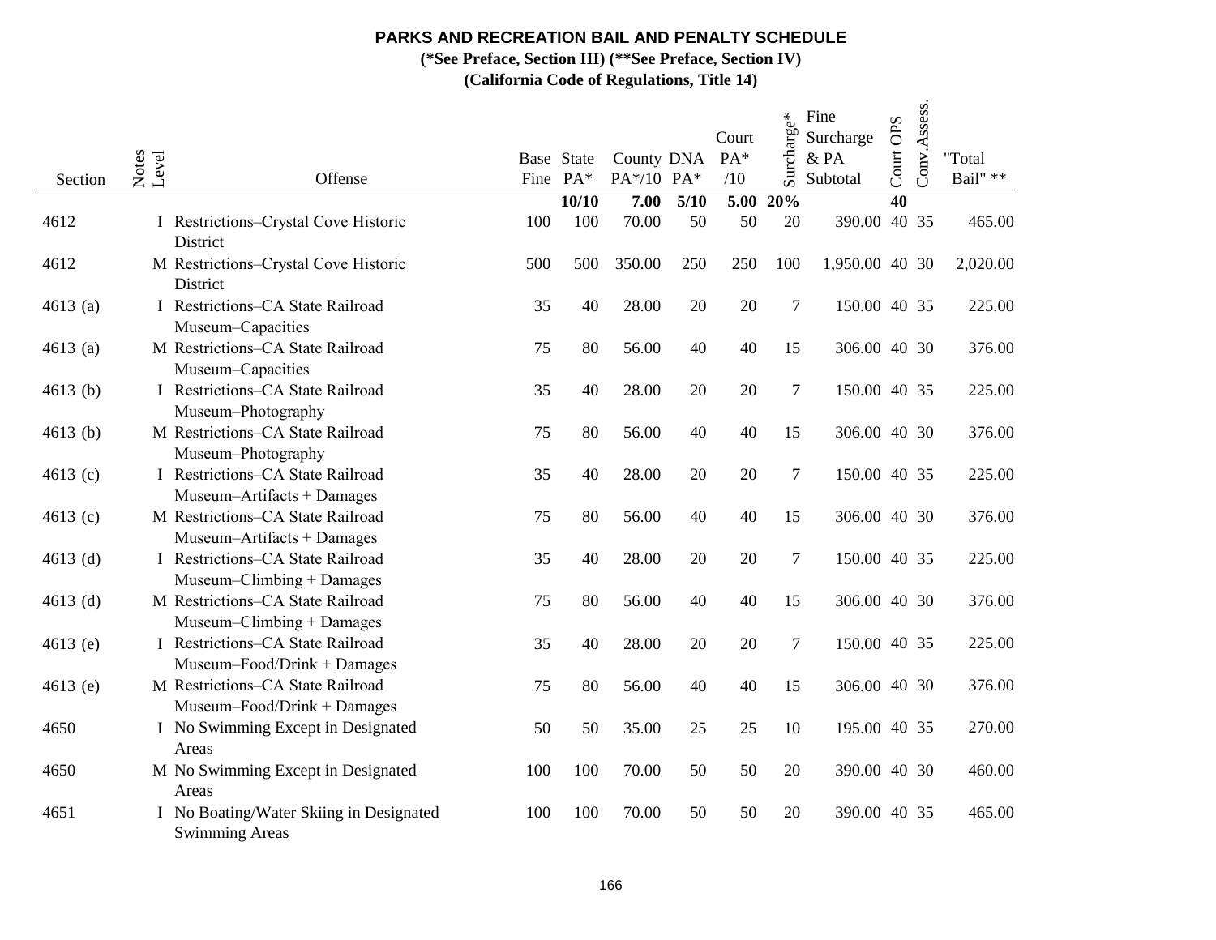# PARKS AND RECREATION BAIL AND PENALTY SCHEDULE

**(*See Preface, Section III) (**See Preface, Section IV)**

**(California Code of Regulations, Title 14)**

| Section | Notes | Level | Offense | Base Fine | State PA* | County PA*/10 | DNA PA* | Court PA* /10 | Surcharge* | Fine Surcharge & PA Subtotal | Court OPS | Conv. Assess. | "Total Bail" ** |
|---|---|---|---|---|---|---|---|---|---|---|---|---|---|
| | | | | | **10/10** | **7.00** | **5/10** | **5.00** | **20%** | | **40** | | |
| 4612 | | I | Restrictions–Crystal Cove Historic District | 100 | 100 | 70.00 | 50 | 50 | 20 | 390.00 | 40 | 35 | 465.00 |
| 4612 | | M | Restrictions–Crystal Cove Historic District | 500 | 500 | 350.00 | 250 | 250 | 100 | 1,950.00 | 40 | 30 | 2,020.00 |
| 4613 (a) | | I | Restrictions–CA State Railroad Museum–Capacities | 35 | 40 | 28.00 | 20 | 20 | 7 | 150.00 | 40 | 35 | 225.00 |
| 4613 (a) | | M | Restrictions–CA State Railroad Museum–Capacities | 75 | 80 | 56.00 | 40 | 40 | 15 | 306.00 | 40 | 30 | 376.00 |
| 4613 (b) | | I | Restrictions–CA State Railroad Museum–Photography | 35 | 40 | 28.00 | 20 | 20 | 7 | 150.00 | 40 | 35 | 225.00 |
| 4613 (b) | | M | Restrictions–CA State Railroad Museum–Photography | 75 | 80 | 56.00 | 40 | 40 | 15 | 306.00 | 40 | 30 | 376.00 |
| 4613 (c) | | I | Restrictions–CA State Railroad Museum–Artifacts + Damages | 35 | 40 | 28.00 | 20 | 20 | 7 | 150.00 | 40 | 35 | 225.00 |
| 4613 (c) | | M | Restrictions–CA State Railroad Museum–Artifacts + Damages | 75 | 80 | 56.00 | 40 | 40 | 15 | 306.00 | 40 | 30 | 376.00 |
| 4613 (d) | | I | Restrictions–CA State Railroad Museum–Climbing + Damages | 35 | 40 | 28.00 | 20 | 20 | 7 | 150.00 | 40 | 35 | 225.00 |
| 4613 (d) | | M | Restrictions–CA State Railroad Museum–Climbing + Damages | 75 | 80 | 56.00 | 40 | 40 | 15 | 306.00 | 40 | 30 | 376.00 |
| 4613 (e) | | I | Restrictions–CA State Railroad Museum–Food/Drink + Damages | 35 | 40 | 28.00 | 20 | 20 | 7 | 150.00 | 40 | 35 | 225.00 |
| 4613 (e) | | M | Restrictions–CA State Railroad Museum–Food/Drink + Damages | 75 | 80 | 56.00 | 40 | 40 | 15 | 306.00 | 40 | 30 | 376.00 |
| 4650 | | I | No Swimming Except in Designated Areas | 50 | 50 | 35.00 | 25 | 25 | 10 | 195.00 | 40 | 35 | 270.00 |
| 4650 | | M | No Swimming Except in Designated Areas | 100 | 100 | 70.00 | 50 | 50 | 20 | 390.00 | 40 | 30 | 460.00 |
| 4651 | | I | No Boating/Water Skiing in Designated Swimming Areas | 100 | 100 | 70.00 | 50 | 50 | 20 | 390.00 | 40 | 35 | 465.00 |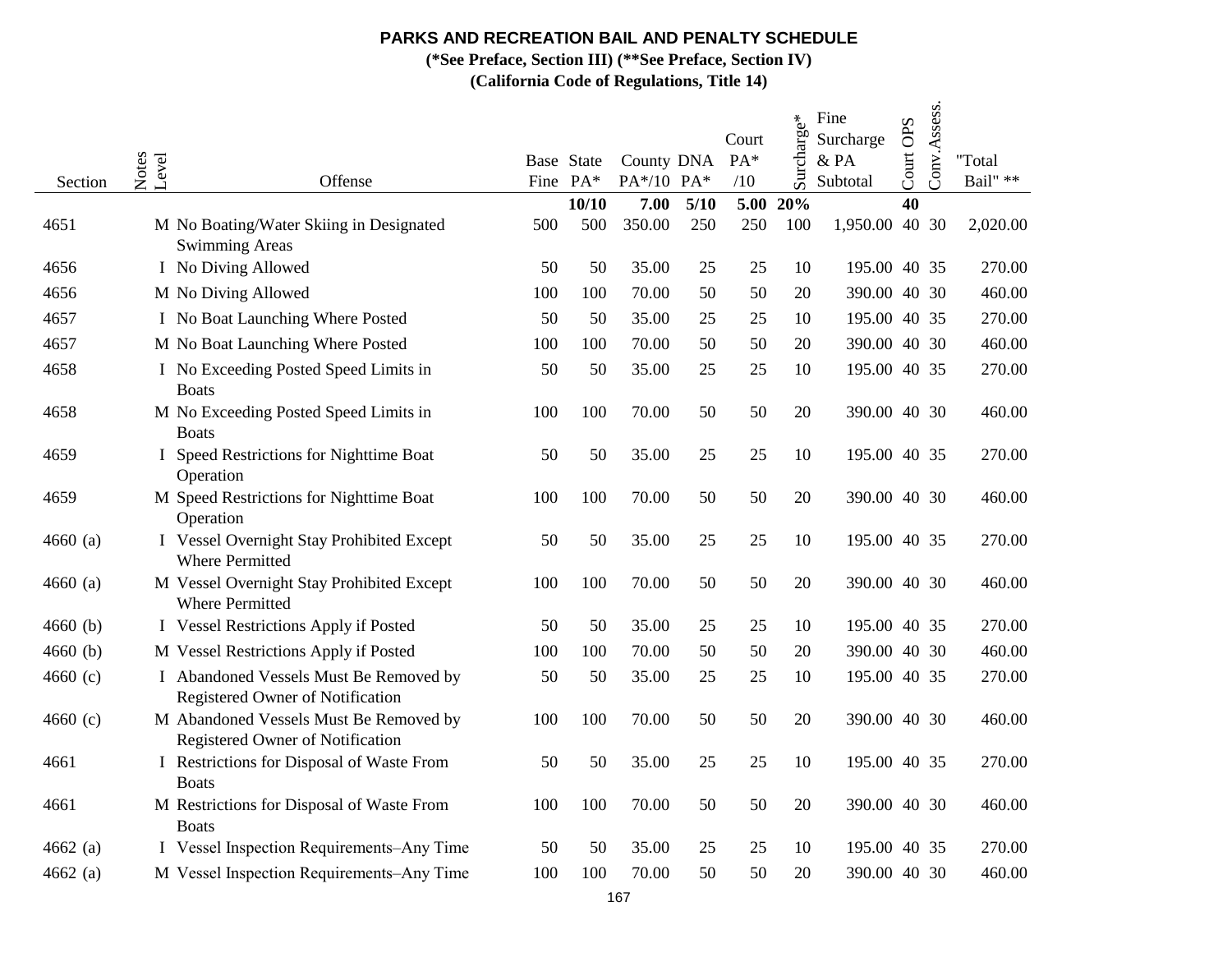**PARKS AND RECREATION BAIL AND PENALTY SCHEDULE**

**(*See Preface, Section III) (**See Preface, Section IV)**

**(California Code of Regulations, Title 14)**

| Section | Notes | Level | Offense | Base Fine | State PA* | County PA*/10 | DNA PA* | Court PA* /10 | Surcharge* | Fine Surcharge & PA Subtotal | Court OPS | Conv.Assess. | "Total Bail" ** |
|---|---|---|---|---|---|---|---|---|---|---|---|---|---|
| | | | | | **10/10** | **7.00** | **5/10** | **5.00** | **20%** | | **40** | | |
| 4651 | | M | No Boating/Water Skiing in Designated Swimming Areas | 500 | 500 | 350.00 | 250 | 250 | 100 | 1,950.00 | 40 | 30 | 2,020.00 |
| 4656 | | I | No Diving Allowed | 50 | 50 | 35.00 | 25 | 25 | 10 | 195.00 | 40 | 35 | 270.00 |
| 4656 | | M | No Diving Allowed | 100 | 100 | 70.00 | 50 | 50 | 20 | 390.00 | 40 | 30 | 460.00 |
| 4657 | | I | No Boat Launching Where Posted | 50 | 50 | 35.00 | 25 | 25 | 10 | 195.00 | 40 | 35 | 270.00 |
| 4657 | | M | No Boat Launching Where Posted | 100 | 100 | 70.00 | 50 | 50 | 20 | 390.00 | 40 | 30 | 460.00 |
| 4658 | | I | No Exceeding Posted Speed Limits in Boats | 50 | 50 | 35.00 | 25 | 25 | 10 | 195.00 | 40 | 35 | 270.00 |
| 4658 | | M | No Exceeding Posted Speed Limits in Boats | 100 | 100 | 70.00 | 50 | 50 | 20 | 390.00 | 40 | 30 | 460.00 |
| 4659 | | I | Speed Restrictions for Nighttime Boat Operation | 50 | 50 | 35.00 | 25 | 25 | 10 | 195.00 | 40 | 35 | 270.00 |
| 4659 | | M | Speed Restrictions for Nighttime Boat Operation | 100 | 100 | 70.00 | 50 | 50 | 20 | 390.00 | 40 | 30 | 460.00 |
| 4660 (a) | | I | Vessel Overnight Stay Prohibited Except Where Permitted | 50 | 50 | 35.00 | 25 | 25 | 10 | 195.00 | 40 | 35 | 270.00 |
| 4660 (a) | | M | Vessel Overnight Stay Prohibited Except Where Permitted | 100 | 100 | 70.00 | 50 | 50 | 20 | 390.00 | 40 | 30 | 460.00 |
| 4660 (b) | | I | Vessel Restrictions Apply if Posted | 50 | 50 | 35.00 | 25 | 25 | 10 | 195.00 | 40 | 35 | 270.00 |
| 4660 (b) | | M | Vessel Restrictions Apply if Posted | 100 | 100 | 70.00 | 50 | 50 | 20 | 390.00 | 40 | 30 | 460.00 |
| 4660 (c) | | I | Abandoned Vessels Must Be Removed by Registered Owner of Notification | 50 | 50 | 35.00 | 25 | 25 | 10 | 195.00 | 40 | 35 | 270.00 |
| 4660 (c) | | M | Abandoned Vessels Must Be Removed by Registered Owner of Notification | 100 | 100 | 70.00 | 50 | 50 | 20 | 390.00 | 40 | 30 | 460.00 |
| 4661 | | I | Restrictions for Disposal of Waste From Boats | 50 | 50 | 35.00 | 25 | 25 | 10 | 195.00 | 40 | 35 | 270.00 |
| 4661 | | M | Restrictions for Disposal of Waste From Boats | 100 | 100 | 70.00 | 50 | 50 | 20 | 390.00 | 40 | 30 | 460.00 |
| 4662 (a) | | I | Vessel Inspection Requirements–Any Time | 50 | 50 | 35.00 | 25 | 25 | 10 | 195.00 | 40 | 35 | 270.00 |
| 4662 (a) | | M | Vessel Inspection Requirements–Any Time | 100 | 100 | 70.00 | 50 | 50 | 20 | 390.00 | 40 | 30 | 460.00 |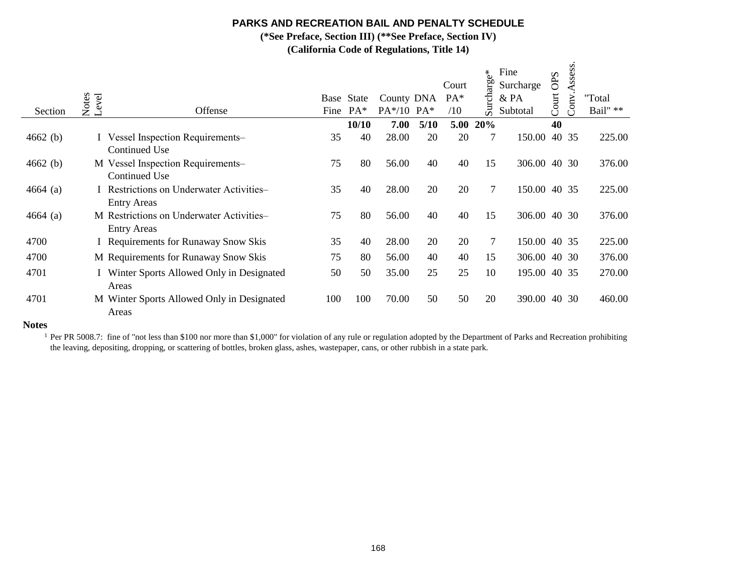## PARKS AND RECREATION BAIL AND PENALTY SCHEDULE

**(*See Preface, Section III) (**See Preface, Section IV)**

**(California Code of Regulations, Title 14)**

| Section | Notes | Level | Offense | Base Fine | State PA* | County PA*/10 | DNA PA* | Court PA* /10 | Surcharge* | Fine Surcharge & PA Subtotal | Court OPS | Conv.Assess. | "Total Bail" ** |
|---|---|---|---|---|---|---|---|---|---|---|---|---|---|
| | | | | | **10/10** | **7.00** | **5/10** | **5.00** | **20%** | | **40** | | |
| 4662 (b) | | I | Vessel Inspection Requirements– Continued Use | 35 | 40 | 28.00 | 20 | 20 | 7 | 150.00 | 40 | 35 | 225.00 |
| 4662 (b) | | M | Vessel Inspection Requirements– Continued Use | 75 | 80 | 56.00 | 40 | 40 | 15 | 306.00 | 40 | 30 | 376.00 |
| 4664 (a) | | I | Restrictions on Underwater Activities– Entry Areas | 35 | 40 | 28.00 | 20 | 20 | 7 | 150.00 | 40 | 35 | 225.00 |
| 4664 (a) | | M | Restrictions on Underwater Activities– Entry Areas | 75 | 80 | 56.00 | 40 | 40 | 15 | 306.00 | 40 | 30 | 376.00 |
| 4700 | | I | Requirements for Runaway Snow Skis | 35 | 40 | 28.00 | 20 | 20 | 7 | 150.00 | 40 | 35 | 225.00 |
| 4700 | | M | Requirements for Runaway Snow Skis | 75 | 80 | 56.00 | 40 | 40 | 15 | 306.00 | 40 | 30 | 376.00 |
| 4701 | | I | Winter Sports Allowed Only in Designated Areas | 50 | 50 | 35.00 | 25 | 25 | 10 | 195.00 | 40 | 35 | 270.00 |
| 4701 | | M | Winter Sports Allowed Only in Designated Areas | 100 | 100 | 70.00 | 50 | 50 | 20 | 390.00 | 40 | 30 | 460.00 |

**Notes**

[1] Per PR 5008.7: fine of "not less than $100 nor more than $1,000" for violation of any rule or regulation adopted by the Department of Parks and Recreation prohibiting the leaving, depositing, dropping, or scattering of bottles, broken glass, ashes, wastepaper, cans, or other rubbish in a state park.